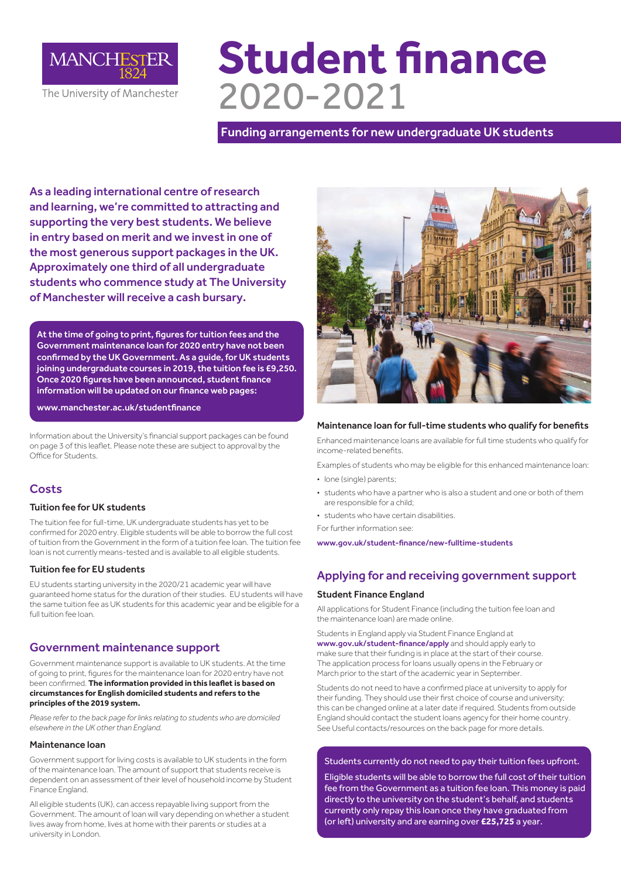# Student finance 2020-2021

## Funding arrangements for new undergraduate UK students

**As a leading international centre of research and learning, we're committed to attracting and supporting the very best students. We believe in entry based on merit and we invest in one of the most generous support packages in the UK. Approximately one third of all undergraduate students who commence study at The University of Manchester will receive a cash bursary.**

**At the time of going to print, figures for tuition fees and the Government maintenance loan for 2020 entry have not been confirmed by the UK Government. As a guide, for UK students joining undergraduate courses in 2019, the tuition fee is £9,250. Once 2020 figures have been announced, student finance information will be updated on our finance web pages:**

**www.manchester.ac.uk/studentfinance**

Information about the University's financial support packages can be found on page 3 of this leaflet. Please note these are subject to approval by the Office for Students.

## Costs

### Tuition fee for UK students

The tuition fee for full-time, UK undergraduate students has yet to be confirmed for 2020 entry. Eligible students will be able to borrow the full cost of tuition from the Government in the form of a tuition fee loan. The tuition fee loan is not currently means-tested and is available to all eligible students.

### Tuition fee for EU students

EU students starting university in the 2020/21 academic year will have guaranteed home status for the duration of their studies. EU students will have the same tuition fee as UK students for this academic year and be eligible for a full tuition fee loan.

## Government maintenance support

Government maintenance support is available to UK students. At the time of going to print, figures for the maintenance loan for 2020 entry have not been confirmed. **The information provided in this leaflet is based on circumstances for English domiciled students and refers to the principles of the 2019 system.**

*Please refer to the back page for links relating to students who are domiciled elsewhere in the UK other than England.*

### Maintenance loan

Government support for living costs is available to UK students in the form of the maintenance loan. The amount of support that students receive is dependent on an assessment of their level of household income by Student Finance England.

All eligible students (UK), can access repayable living support from the Government. The amount of loan will vary depending on whether a student lives away from home, lives at home with their parents or studies at a university in London.

### Maintenance loan for full-time students who qualify for benefits

Enhanced maintenance loans are available for full time students who qualify for income-related benefits.

Examples of students who may be eligible for this enhanced maintenance loan:

- lone (single) parents;
- students who have a partner who is also a student and one or both of them are responsible for a child;
- students who have certain disabilities.

For further information see:

**www.gov.uk/student-finance/new-fulltime-students**

## Applying for and receiving government support

### Student Finance England

All applications for Student Finance (including the tuition fee loan and the maintenance loan) are made online.

Students in England apply via Student Finance England at **www.gov.uk/student-finance/apply** and should apply early to make sure that their funding is in place at the start of their course. The application process for loans usually opens in the February or March prior to the start of the academic year in September.

Students do not need to have a confirmed place at university to apply for their funding. They should use their first choice of course and university; this can be changed online at a later date if required. Students from outside England should contact the student loans agency for their home country. See Useful contacts/resources on the back page for more details.

Students currently do not need to pay their tuition fees upfront.

Eligible students will be able to borrow the full cost of their tuition fee from the Government as a tuition fee loan. This money is paid directly to the university on the student's behalf, and students currently only repay this loan once they have graduated from (or left) university and are earning over **£25,725** a year.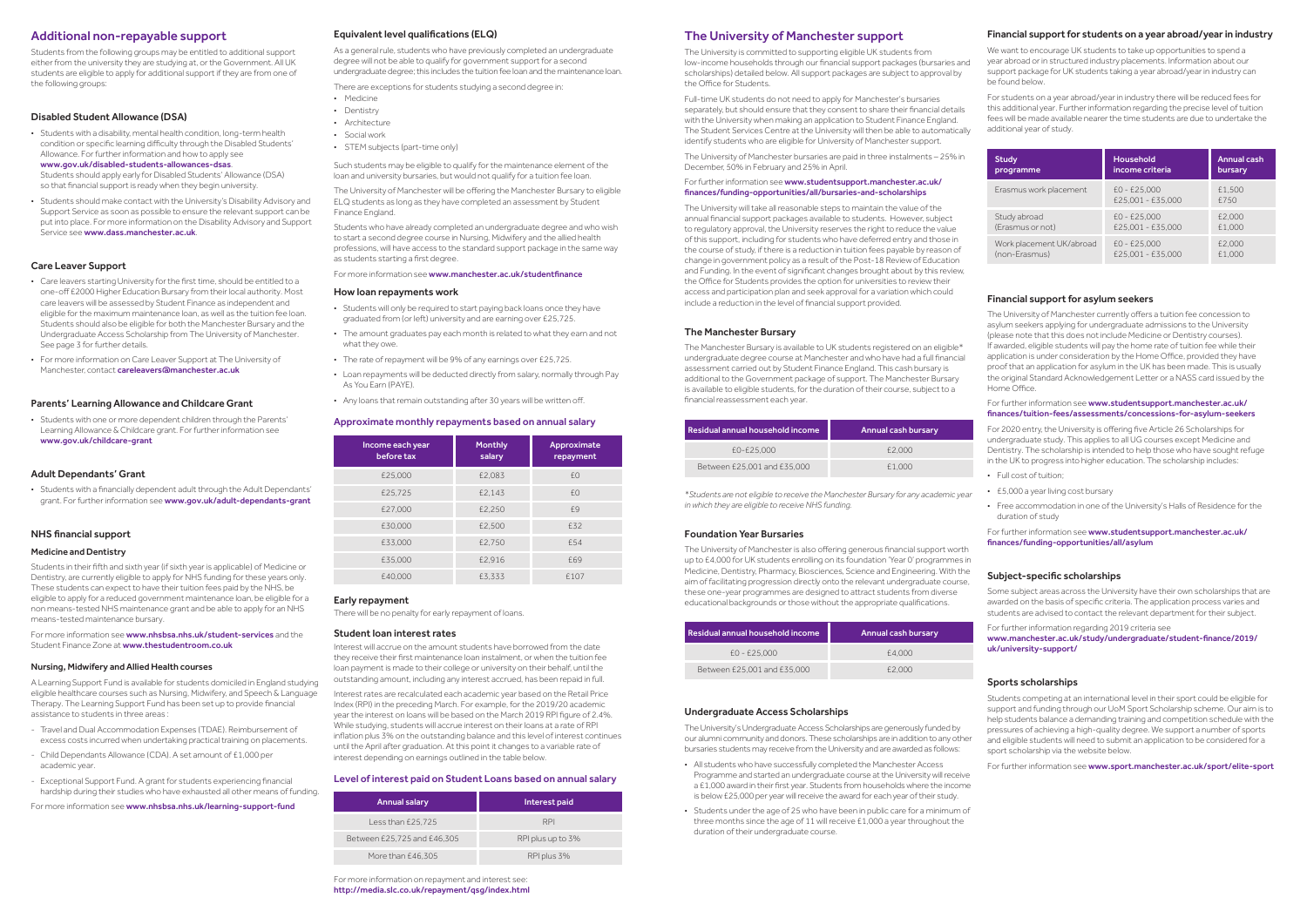## Additional non-repayable support

Students from the following groups may be entitled to additional support either from the university they are studying at, or the Government. All UK students are eligible to apply for additional support if they are from one of the following groups:

### Disabled Student Allowance (DSA)

- Students with a disability, mental health condition, long-term health condition or specific learning difficulty through the Disabled Students' Allowance. For further information and how to apply see **www.gov.uk/disabled-students-allowances-dsas**. Students should apply early for Disabled Students' Allowance (DSA) so that financial support is ready when they begin university.
- Students should make contact with the University's Disability Advisory and Support Service as soon as possible to ensure the relevant support can be put into place. For more information on the Disability Advisory and Support Service see **www.dass.manchester.ac.uk**.

### Care Leaver Support

- Care leavers starting University for the first time, should be entitled to a one-off £2000 Higher Education Bursary from their local authority. Most care leavers will be assessed by Student Finance as independent and eligible for the maximum maintenance loan, as well as the tuition fee loan. Students should also be eligible for both the Manchester Bursary and the Undergraduate Access Scholarship from The University of Manchester. See page 3 for further details.
- For more information on Care Leaver Support at The University of Manchester, contact **careleavers@manchester.ac.uk**

### Parents' Learning Allowance and Childcare Grant

- Students with one or more dependent children through the Parents' Learning Allowance & Childcare grant. For further information see **www.gov.uk/childcare-grant**

### Adult Dependants' Grant

- Students with a financially dependent adult through the Adult Dependants' grant. For further information see **www.gov.uk/adult-dependants-grant**

### NHS financial support

#### Medicine and Dentistry

Students in their fifth and sixth year (if sixth year is applicable) of Medicine or Dentistry, are currently eligible to apply for NHS funding for these years only. These students can expect to have their tuition fees paid by the NHS, be eligible to apply for a reduced government maintenance loan, be eligible for a non means-tested NHS maintenance grant and be able to apply for an NHS means-tested maintenance bursary.

For more information see **www.nhsbsa.nhs.uk/student-services** and the Student Finance Zone at **www.thestudentroom.co.uk**

#### Nursing, Midwifery and Allied Health courses

A Learning Support Fund is available for students domiciled in England studying eligible healthcare courses such as Nursing, Midwifery, and Speech & Language Therapy. The Learning Support Fund has been set up to provide financial assistance to students in three areas :

- Travel and Dual Accommodation Expenses (TDAE). Reimbursement of excess costs incurred when undertaking practical training on placements.
- Child Dependants Allowance (CDA). A set amount of £1,000 per academic year.
- Exceptional Support Fund. A grant for students experiencing financial hardship during their studies who have exhausted all other means of funding.

For more information see **www.nhsbsa.nhs.uk/learning-support-fund**

### Equivalent level qualifications (ELQ)

As a general rule, students who have previously completed an undergraduate degree will not be able to qualify for government support for a second undergraduate degree; this includes the tuition fee loan and the maintenance loan.

There are exceptions for students studying a second degree in:

- Medicine
- Dentistry
- Architecture
- Social work
- STEM subjects (part-time only)

Such students may be eligible to qualify for the maintenance element of the loan and university bursaries, but would not qualify for a tuition fee loan.

The University of Manchester will be offering the Manchester Bursary to eligible ELQ students as long as they have completed an assessment by Student Finance England.

Students who have already completed an undergraduate degree and who wish to start a second degree course in Nursing, Midwifery and the allied health professions, will have access to the standard support package in the same way as students starting a first degree.

For more information see **www.manchester.ac.uk/studentfinance**

### How loan repayments work

- Students will only be required to start paying back loans once they have graduated from (or left) university and are earning over £25,725.
- The amount graduates pay each month is related to what they earn and not what they owe.
- The rate of repayment will be 9% of any earnings over £25,725.
- Loan repayments will be deducted directly from salary, normally through Pay As You Earn (PAYE).
- Any loans that remain outstanding after 30 years will be written off.

### Approximate monthly repayments based on annual salary

| Income each year before tax | Monthly salary | Approximate repayment |
|---|---|---|
| £25,000 | £2,083 | £0 |
| £25,725 | £2,143 | £0 |
| £27,000 | £2,250 | £9 |
| £30,000 | £2,500 | £32 |
| £33,000 | £2,750 | £54 |
| £35,000 | £2,916 | £69 |
| £40,000 | £3,333 | £107 |

### Early repayment

There will be no penalty for early repayment of loans.

### Student loan interest rates

Interest will accrue on the amount students have borrowed from the date they receive their first maintenance loan instalment, or when the tuition fee loan payment is made to their college or university on their behalf, until the outstanding amount, including any interest accrued, has been repaid in full.

Interest rates are recalculated each academic year based on the Retail Price Index (RPI) in the preceding March. For example, for the 2019/20 academic year the interest on loans will be based on the March 2019 RPI figure of 2.4%. While studying, students will accrue interest on their loans at a rate of RPI inflation plus 3% on the outstanding balance and this level of interest continues until the April after graduation. At this point it changes to a variable rate of interest depending on earnings outlined in the table below.

### Level of interest paid on Student Loans based on annual salary

| Annual salary | Interest paid |
|---|---|
| Less than £25,725 | RPI |
| Between £25,725 and £46,305 | RPI plus up to 3% |
| More than £46,305 | RPI plus 3% |

For more information on repayment and interest see: **http://media.slc.co.uk/repayment/qsg/index.html**

## The University of Manchester support

The University is committed to supporting eligible UK students from low-income households through our financial support packages (bursaries and scholarships) detailed below. All support packages are subject to approval by the Office for Students.

Full-time UK students do not need to apply for Manchester's bursaries separately, but should ensure that they consent to share their financial details with the University when making an application to Student Finance England. The Student Services Centre at the University will then be able to automatically identify students who are eligible for University of Manchester support.

The University of Manchester bursaries are paid in three instalments – 25% in December, 50% in February and 25% in April.

For further information see **www.studentsupport.manchester.ac.uk/finances/funding-opportunities/all/bursaries-and-scholarships**

The University will take all reasonable steps to maintain the value of the annual financial support packages available to students. However, subject to regulatory approval, the University reserves the right to reduce the value of this support, including for students who have deferred entry and those in the course of study, if there is a reduction in tuition fees payable by reason of change in government policy as a result of the Post-18 Review of Education and Funding. In the event of significant changes brought about by this review, the Office for Students provides the option for universities to review their access and participation plan and seek approval for a variation which could include a reduction in the level of financial support provided.

### The Manchester Bursary

The Manchester Bursary is available to UK students registered on an eligible* undergraduate degree course at Manchester and who have had a full financial assessment carried out by Student Finance England. This cash bursary is additional to the Government package of support. The Manchester Bursary is available to eligible students, for the duration of their course, subject to a financial reassessment each year.

| Residual annual household income | Annual cash bursary |
|---|---|
| £0-£25,000 | £2,000 |
| Between £25,001 and £35,000 | £1,000 |

*\*Students are not eligible to receive the Manchester Bursary for any academic year in which they are eligible to receive NHS funding.*

### Foundation Year Bursaries

The University of Manchester is also offering generous financial support worth up to £4,000 for UK students enrolling on its foundation 'Year 0' programmes in Medicine, Dentistry, Pharmacy, Biosciences, Science and Engineering. With the aim of facilitating progression directly onto the relevant undergraduate course, these one-year programmes are designed to attract students from diverse educational backgrounds or those without the appropriate qualifications.

| Residual annual household income | Annual cash bursary |
|---|---|
| £0 - £25,000 | £4,000 |
| Between £25,001 and £35,000 | £2,000 |

### Undergraduate Access Scholarships

The University's Undergraduate Access Scholarships are generously funded by our alumni community and donors. These scholarships are in addition to any other bursaries students may receive from the University and are awarded as follows:

- All students who have successfully completed the Manchester Access Programme and started an undergraduate course at the University will receive a £1,000 award in their first year. Students from households where the income is below £25,000 per year will receive the award for each year of their study.
- Students under the age of 25 who have been in public care for a minimum of three months since the age of 11 will receive £1,000 a year throughout the duration of their undergraduate course.

### Financial support for students on a year abroad/year in industry

We want to encourage UK students to take up opportunities to spend a year abroad or in structured industry placements. Information about our support package for UK students taking a year abroad/year in industry can be found below.

For students on a year abroad/year in industry there will be reduced fees for this additional year. Further information regarding the precise level of tuition fees will be made available nearer the time students are due to undertake the additional year of study.

| Study programme | Household income criteria | Annual cash bursary |
|---|---|---|
| Erasmus work placement | £0 - £25,000<br>£25,001 - £35,000 | £1,500<br>£750 |
| Study abroad (Erasmus or not) | £0 - £25,000<br>£25,001 - £35,000 | £2,000<br>£1,000 |
| Work placement UK/abroad (non-Erasmus) | £0 - £25,000<br>£25,001 - £35,000 | £2,000<br>£1,000 |

### Financial support for asylum seekers

The University of Manchester currently offers a tuition fee concession to asylum seekers applying for undergraduate admissions to the University (please note that this does not include Medicine or Dentistry courses). If awarded, eligible students will pay the home rate of tuition fee while their application is under consideration by the Home Office, provided they have proof that an application for asylum in the UK has been made. This is usually the original Standard Acknowledgement Letter or a NASS card issued by the Home Office.

For further information see **www.studentsupport.manchester.ac.uk/finances/tuition-fees/assessments/concessions-for-asylum-seekers**

For 2020 entry, the University is offering five Article 26 Scholarships for undergraduate study. This applies to all UG courses except Medicine and Dentistry. The scholarship is intended to help those who have sought refuge in the UK to progress into higher education. The scholarship includes:

- Full cost of tuition;
- £5,000 a year living cost bursary
- Free accommodation in one of the University's Halls of Residence for the duration of study

For further information see **www.studentsupport.manchester.ac.uk/finances/funding-opportunities/all/asylum**

### Subject-specific scholarships

Some subject areas across the University have their own scholarships that are awarded on the basis of specific criteria. The application process varies and students are advised to contact the relevant department for their subject.

For further information regarding 2019 criteria see **www.manchester.ac.uk/study/undergraduate/student-finance/2019/uk/university-support/**

### Sports scholarships

Students competing at an international level in their sport could be eligible for support and funding through our UoM Sport Scholarship scheme. Our aim is to help students balance a demanding training and competition schedule with the pressures of achieving a high-quality degree. We support a number of sports and eligible students will need to submit an application to be considered for a sport scholarship via the website below.

For further information see **www.sport.manchester.ac.uk/sport/elite-sport**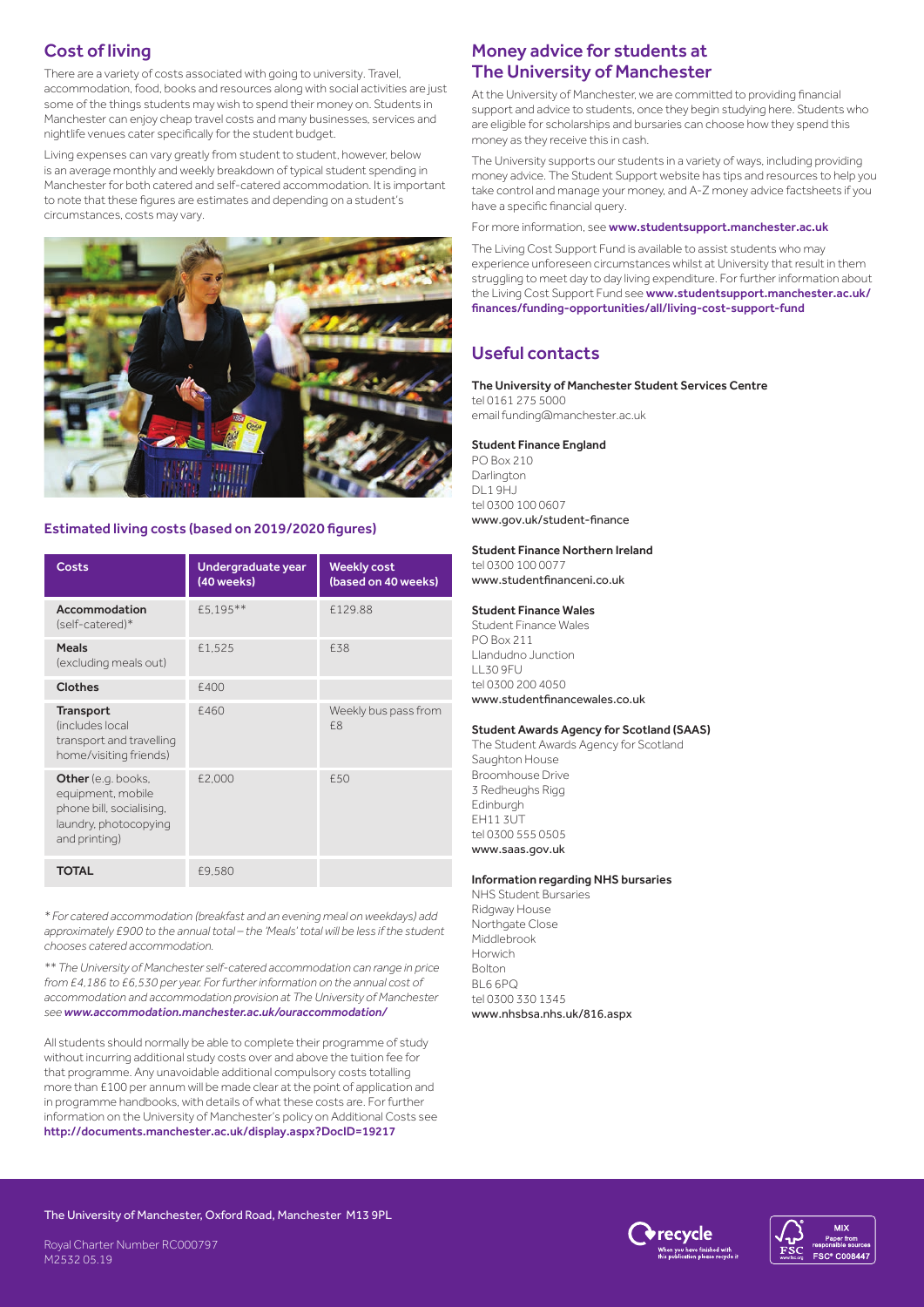## Cost of living

There are a variety of costs associated with going to university. Travel, accommodation, food, books and resources along with social activities are just some of the things students may wish to spend their money on. Students in Manchester can enjoy cheap travel costs and many businesses, services and nightlife venues cater specifically for the student budget.

Living expenses can vary greatly from student to student, however, below is an average monthly and weekly breakdown of typical student spending in Manchester for both catered and self-catered accommodation. It is important to note that these figures are estimates and depending on a student's circumstances, costs may vary.

### Estimated living costs (based on 2019/2020 figures)

| Costs | Undergraduate year (40 weeks) | Weekly cost (based on 40 weeks) |
|---|---|---|
| **Accommodation** (self-catered)* | £5,195** | £129.88 |
| **Meals** (excluding meals out) | £1,525 | £38 |
| **Clothes** | £400 | |
| **Transport** (includes local transport and travelling home/visiting friends) | £460 | Weekly bus pass from £8 |
| **Other** (e.g. books, equipment, mobile phone bill, socialising, laundry, photocopying and printing) | £2,000 | £50 |
| **TOTAL** | £9,580 | |

*\* For catered accommodation (breakfast and an evening meal on weekdays) add approximately £900 to the annual total – the 'Meals' total will be less if the student chooses catered accommodation.*

*\*\* The University of Manchester self-catered accommodation can range in price from £4,186 to £6,530 per year. For further information on the annual cost of accommodation and accommodation provision at The University of Manchester see **www.accommodation.manchester.ac.uk/ouraccommodation/***

All students should normally be able to complete their programme of study without incurring additional study costs over and above the tuition fee for that programme. Any unavoidable additional compulsory costs totalling more than £100 per annum will be made clear at the point of application and in programme handbooks, with details of what these costs are. For further information on the University of Manchester's policy on Additional Costs see **http://documents.manchester.ac.uk/display.aspx?DocID=19217**

## Money advice for students at The University of Manchester

At the University of Manchester, we are committed to providing financial support and advice to students, once they begin studying here. Students who are eligible for scholarships and bursaries can choose how they spend this money as they receive this in cash.

The University supports our students in a variety of ways, including providing money advice. The Student Support website has tips and resources to help you take control and manage your money, and A-Z money advice factsheets if you have a specific financial query.

For more information, see **www.studentsupport.manchester.ac.uk**

The Living Cost Support Fund is available to assist students who may experience unforeseen circumstances whilst at University that result in them struggling to meet day to day living expenditure. For further information about the Living Cost Support Fund see **www.studentsupport.manchester.ac.uk/finances/funding-opportunities/all/living-cost-support-fund**

## Useful contacts

**The University of Manchester Student Services Centre**
tel 0161 275 5000
email funding@manchester.ac.uk

**Student Finance England**
PO Box 210
Darlington
DL1 9HJ
tel 0300 100 0607
www.gov.uk/student-finance

**Student Finance Northern Ireland**
tel 0300 100 0077
www.studentfinanceni.co.uk

**Student Finance Wales**
Student Finance Wales
PO Box 211
Llandudno Junction
LL30 9FU
tel 0300 200 4050
www.studentfinancewales.co.uk

**Student Awards Agency for Scotland (SAAS)**
The Student Awards Agency for Scotland
Saughton House
Broomhouse Drive
3 Redheughs Rigg
Edinburgh
EH11 3UT
tel 0300 555 0505
www.saas.gov.uk

**Information regarding NHS bursaries**
NHS Student Bursaries
Ridgway House
Northgate Close
Middlebrook
Horwich
Bolton
BL6 6PQ
tel 0300 330 1345
www.nhsbsa.nhs.uk/816.aspx

The University of Manchester, Oxford Road, Manchester M13 9PL

Royal Charter Number RC000797
M2532 05.19